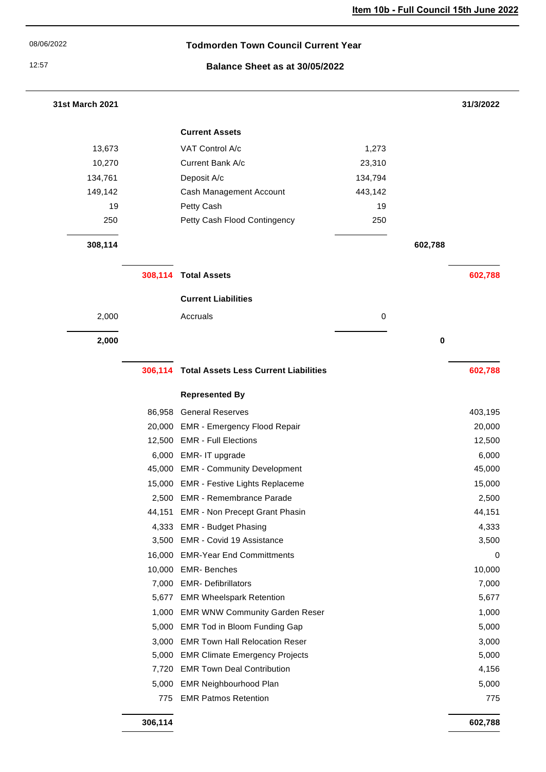Item 10b - Full Council 15th June 2022

08/06/2022

12:57

## Todmorden Town Council Current Year

### Balance Sheet as at 30/05/2022

| 31st March 2021 | | | | | 31/3/2022 |
|---|---|---|---|---|---|
| | | **Current Assets** | | | |
| 13,673 | | VAT Control A/c | 1,273 | | |
| 10,270 | | Current Bank A/c | 23,310 | | |
| 134,761 | | Deposit A/c | 134,794 | | |
| 149,142 | | Cash Management Account | 443,142 | | |
| 19 | | Petty Cash | 19 | | |
| 250 | | Petty Cash Flood Contingency | 250 | | |
| **308,114** | | | | **602,788** | |
| | **308,114** | **Total Assets** | | | **602,788** |
| | | **Current Liabilities** | | | |
| 2,000 | | Accruals | 0 | | |
| **2,000** | | | | **0** | |
| | **306,114** | **Total Assets Less Current Liabilities** | | | **602,788** |
| | | **Represented By** | | | |
| | 86,958 | General Reserves | | | 403,195 |
| | 20,000 | EMR - Emergency Flood Repair | | | 20,000 |
| | 12,500 | EMR - Full Elections | | | 12,500 |
| | 6,000 | EMR- IT upgrade | | | 6,000 |
| | 45,000 | EMR - Community Development | | | 45,000 |
| | 15,000 | EMR - Festive Lights Replaceme | | | 15,000 |
| | 2,500 | EMR - Remembrance Parade | | | 2,500 |
| | 44,151 | EMR - Non Precept Grant Phasin | | | 44,151 |
| | 4,333 | EMR - Budget Phasing | | | 4,333 |
| | 3,500 | EMR - Covid 19 Assistance | | | 3,500 |
| | 16,000 | EMR-Year End Committments | | | 0 |
| | 10,000 | EMR- Benches | | | 10,000 |
| | 7,000 | EMR- Defibrillators | | | 7,000 |
| | 5,677 | EMR Wheelspark Retention | | | 5,677 |
| | 1,000 | EMR WNW Community Garden Reser | | | 1,000 |
| | 5,000 | EMR Tod in Bloom Funding Gap | | | 5,000 |
| | 3,000 | EMR Town Hall Relocation Reser | | | 3,000 |
| | 5,000 | EMR Climate Emergency Projects | | | 5,000 |
| | 7,720 | EMR Town Deal Contribution | | | 4,156 |
| | 5,000 | EMR Neighbourhood Plan | | | 5,000 |
| | 775 | EMR Patmos Retention | | | 775 |
| | **306,114** | | | | **602,788** |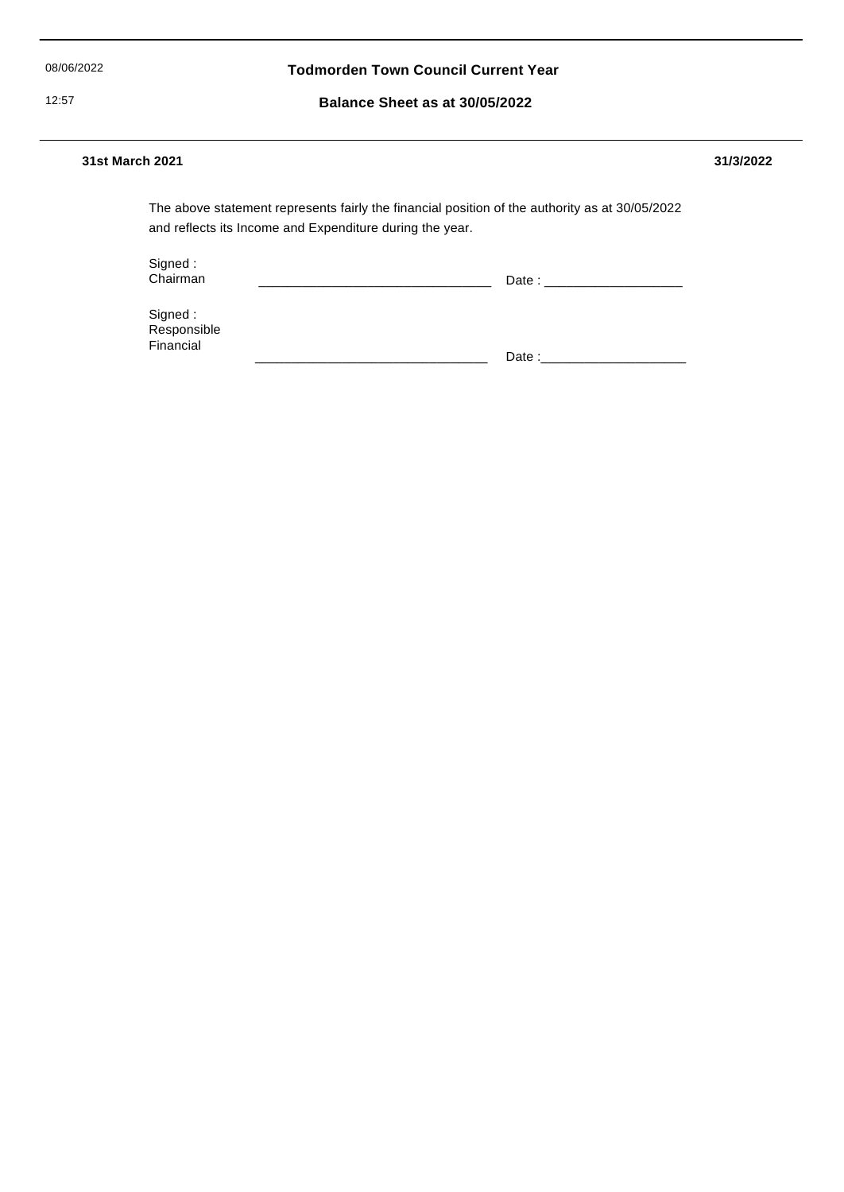| 31st March 2021 | 31/3/2022 |
| --- | --- |

The above statement represents fairly the financial position of the authority as at 30/05/2022 and reflects its Income and Expenditure during the year.

Signed :
Chairman _______________________________ Date : ___________________

Signed :
Responsible
Financial _______________________________ Date :____________________